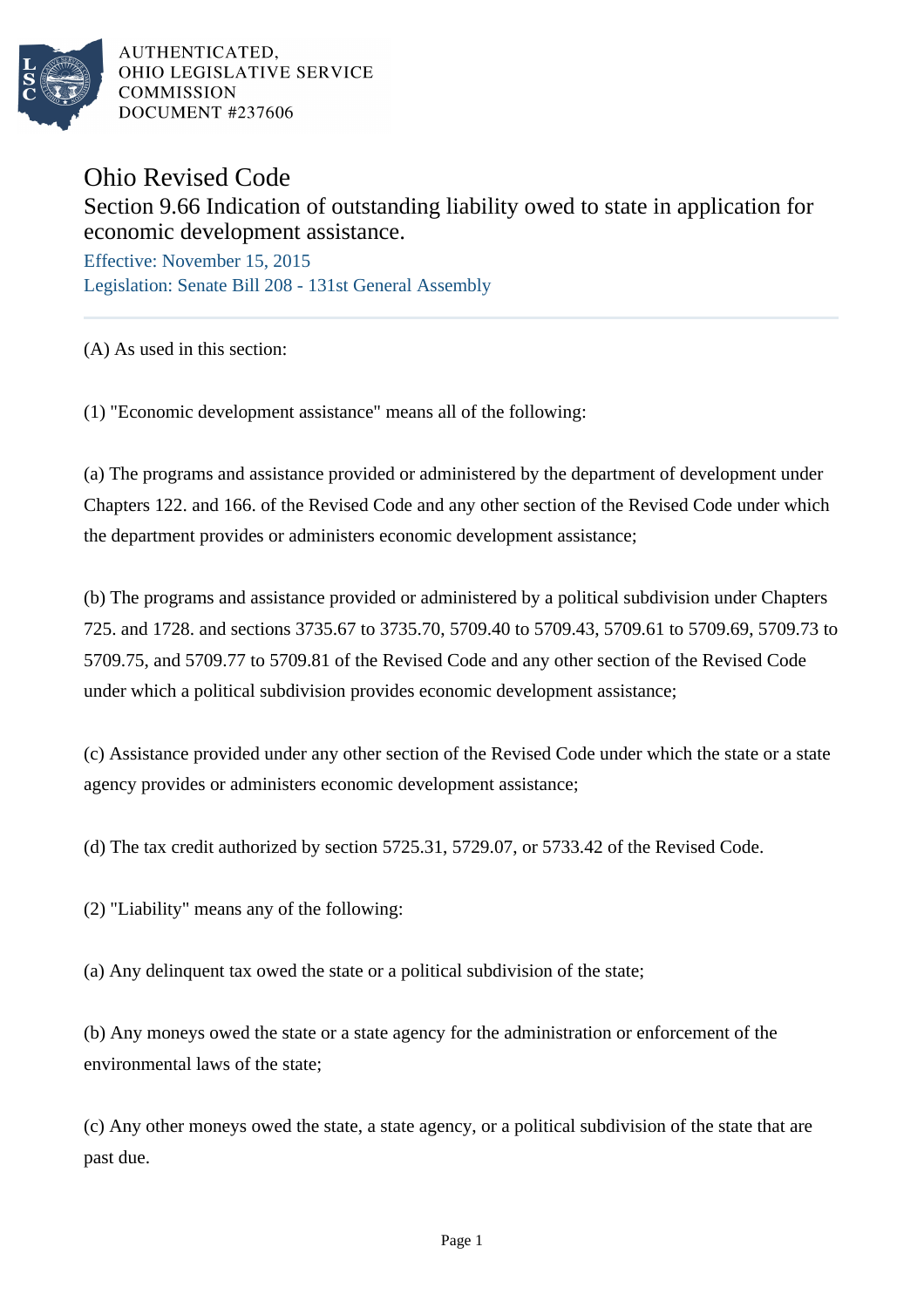AUTHENTICATED,
OHIO LEGISLATIVE SERVICE
COMMISSION
DOCUMENT #237606

# Ohio Revised Code

## Section 9.66 Indication of outstanding liability owed to state in application for economic development assistance.

Effective: November 15, 2015
Legislation: Senate Bill 208 - 131st General Assembly

---

(A) As used in this section:

(1) "Economic development assistance" means all of the following:

(a) The programs and assistance provided or administered by the department of development under Chapters 122. and 166. of the Revised Code and any other section of the Revised Code under which the department provides or administers economic development assistance;

(b) The programs and assistance provided or administered by a political subdivision under Chapters 725. and 1728. and sections 3735.67 to 3735.70, 5709.40 to 5709.43, 5709.61 to 5709.69, 5709.73 to 5709.75, and 5709.77 to 5709.81 of the Revised Code and any other section of the Revised Code under which a political subdivision provides economic development assistance;

(c) Assistance provided under any other section of the Revised Code under which the state or a state agency provides or administers economic development assistance;

(d) The tax credit authorized by section 5725.31, 5729.07, or 5733.42 of the Revised Code.

(2) "Liability" means any of the following:

(a) Any delinquent tax owed the state or a political subdivision of the state;

(b) Any moneys owed the state or a state agency for the administration or enforcement of the environmental laws of the state;

(c) Any other moneys owed the state, a state agency, or a political subdivision of the state that are past due.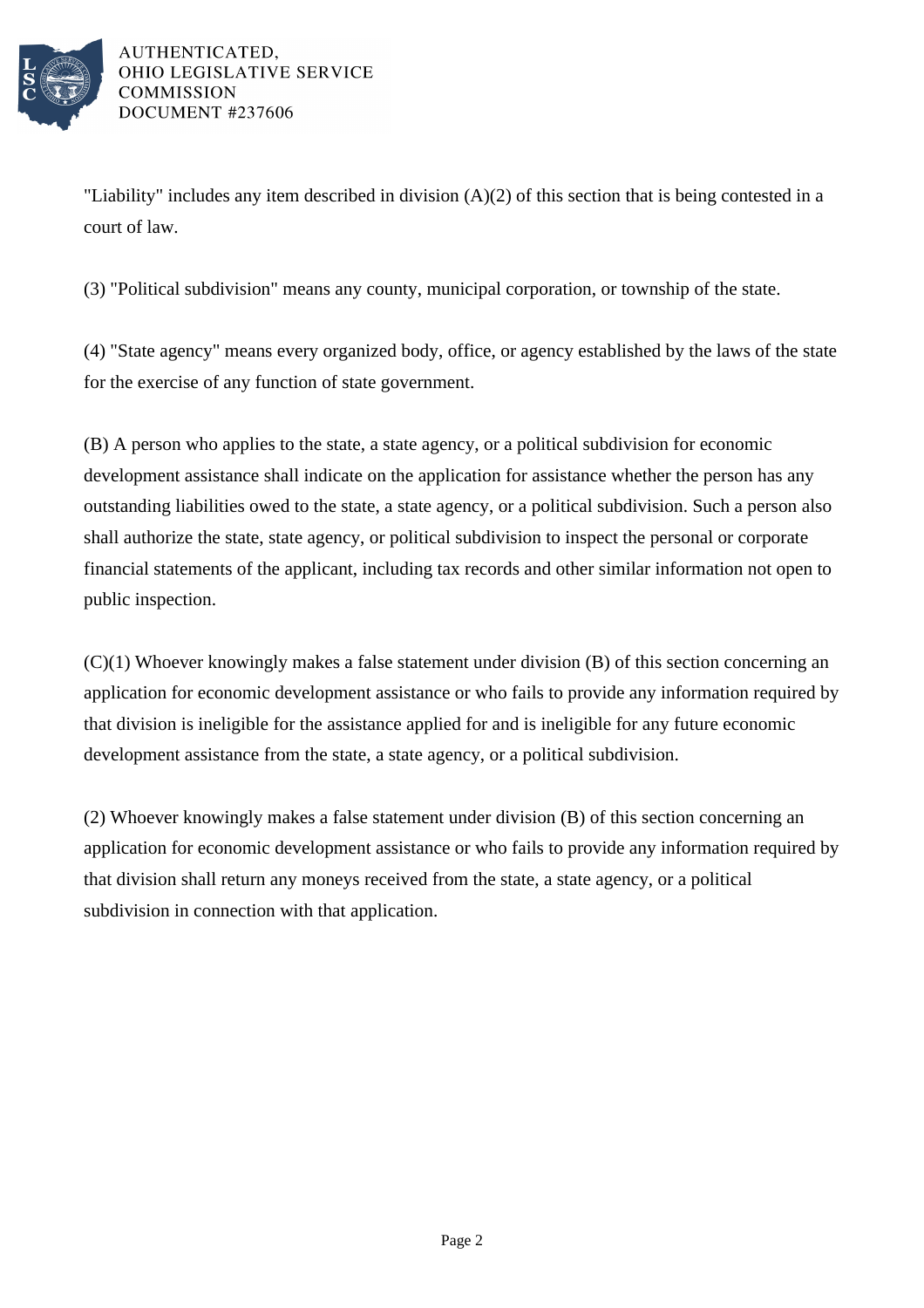"Liability" includes any item described in division (A)(2) of this section that is being contested in a court of law.

(3) "Political subdivision" means any county, municipal corporation, or township of the state.

(4) "State agency" means every organized body, office, or agency established by the laws of the state for the exercise of any function of state government.

(B) A person who applies to the state, a state agency, or a political subdivision for economic development assistance shall indicate on the application for assistance whether the person has any outstanding liabilities owed to the state, a state agency, or a political subdivision. Such a person also shall authorize the state, state agency, or political subdivision to inspect the personal or corporate financial statements of the applicant, including tax records and other similar information not open to public inspection.

(C)(1) Whoever knowingly makes a false statement under division (B) of this section concerning an application for economic development assistance or who fails to provide any information required by that division is ineligible for the assistance applied for and is ineligible for any future economic development assistance from the state, a state agency, or a political subdivision.

(2) Whoever knowingly makes a false statement under division (B) of this section concerning an application for economic development assistance or who fails to provide any information required by that division shall return any moneys received from the state, a state agency, or a political subdivision in connection with that application.